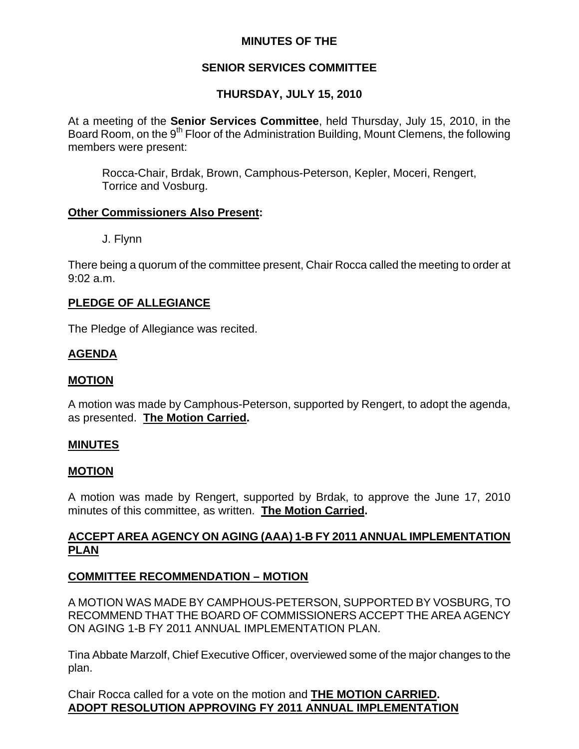**MINUTES OF THE**

**SENIOR SERVICES COMMITTEE**

**THURSDAY, JULY 15, 2010**

At a meeting of the **Senior Services Committee**, held Thursday, July 15, 2010, in the Board Room, on the 9th Floor of the Administration Building, Mount Clemens, the following members were present:

Rocca-Chair, Brdak, Brown, Camphous-Peterson, Kepler, Moceri, Rengert, Torrice and Vosburg.

**Other Commissioners Also Present:**

J. Flynn

There being a quorum of the committee present, Chair Rocca called the meeting to order at 9:02 a.m.

**PLEDGE OF ALLEGIANCE**

The Pledge of Allegiance was recited.

**AGENDA**

**MOTION**

A motion was made by Camphous-Peterson, supported by Rengert, to adopt the agenda, as presented. **The Motion Carried.**

**MINUTES**

**MOTION**

A motion was made by Rengert, supported by Brdak, to approve the June 17, 2010 minutes of this committee, as written. **The Motion Carried.**

**ACCEPT AREA AGENCY ON AGING (AAA) 1-B FY 2011 ANNUAL IMPLEMENTATION PLAN**

**COMMITTEE RECOMMENDATION – MOTION**

A MOTION WAS MADE BY CAMPHOUS-PETERSON, SUPPORTED BY VOSBURG, TO RECOMMEND THAT THE BOARD OF COMMISSIONERS ACCEPT THE AREA AGENCY ON AGING 1-B FY 2011 ANNUAL IMPLEMENTATION PLAN.

Tina Abbate Marzolf, Chief Executive Officer, overviewed some of the major changes to the plan.

Chair Rocca called for a vote on the motion and **THE MOTION CARRIED.**

**ADOPT RESOLUTION APPROVING FY 2011 ANNUAL IMPLEMENTATION**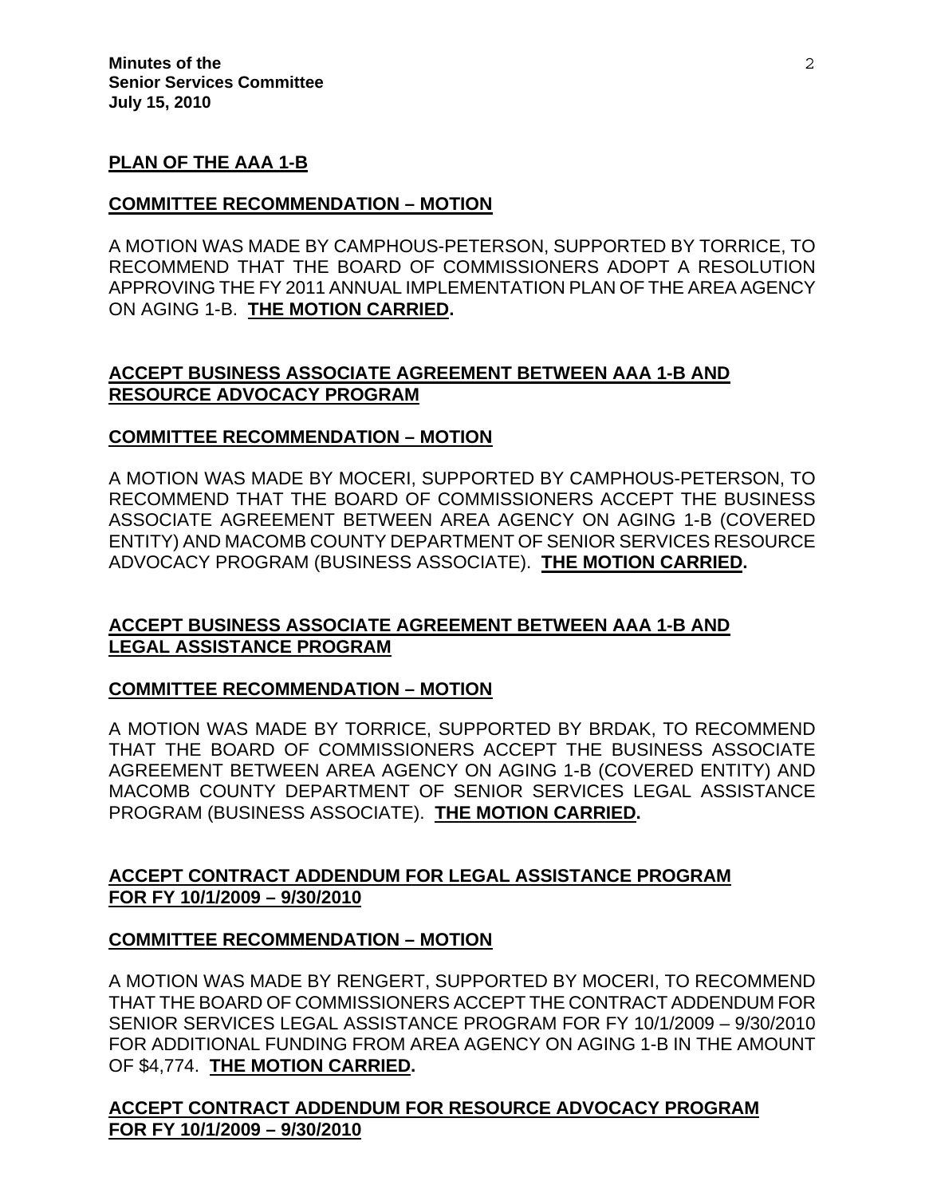**PLAN OF THE AAA 1-B**

**COMMITTEE RECOMMENDATION – MOTION**

A MOTION WAS MADE BY CAMPHOUS-PETERSON, SUPPORTED BY TORRICE, TO RECOMMEND THAT THE BOARD OF COMMISSIONERS ADOPT A RESOLUTION APPROVING THE FY 2011 ANNUAL IMPLEMENTATION PLAN OF THE AREA AGENCY ON AGING 1-B. **THE MOTION CARRIED.**

**ACCEPT BUSINESS ASSOCIATE AGREEMENT BETWEEN AAA 1-B AND RESOURCE ADVOCACY PROGRAM**

**COMMITTEE RECOMMENDATION – MOTION**

A MOTION WAS MADE BY MOCERI, SUPPORTED BY CAMPHOUS-PETERSON, TO RECOMMEND THAT THE BOARD OF COMMISSIONERS ACCEPT THE BUSINESS ASSOCIATE AGREEMENT BETWEEN AREA AGENCY ON AGING 1-B (COVERED ENTITY) AND MACOMB COUNTY DEPARTMENT OF SENIOR SERVICES RESOURCE ADVOCACY PROGRAM (BUSINESS ASSOCIATE). **THE MOTION CARRIED.**

**ACCEPT BUSINESS ASSOCIATE AGREEMENT BETWEEN AAA 1-B AND LEGAL ASSISTANCE PROGRAM**

**COMMITTEE RECOMMENDATION – MOTION**

A MOTION WAS MADE BY TORRICE, SUPPORTED BY BRDAK, TO RECOMMEND THAT THE BOARD OF COMMISSIONERS ACCEPT THE BUSINESS ASSOCIATE AGREEMENT BETWEEN AREA AGENCY ON AGING 1-B (COVERED ENTITY) AND MACOMB COUNTY DEPARTMENT OF SENIOR SERVICES LEGAL ASSISTANCE PROGRAM (BUSINESS ASSOCIATE). **THE MOTION CARRIED.**

**ACCEPT CONTRACT ADDENDUM FOR LEGAL ASSISTANCE PROGRAM FOR FY 10/1/2009 – 9/30/2010**

**COMMITTEE RECOMMENDATION – MOTION**

A MOTION WAS MADE BY RENGERT, SUPPORTED BY MOCERI, TO RECOMMEND THAT THE BOARD OF COMMISSIONERS ACCEPT THE CONTRACT ADDENDUM FOR SENIOR SERVICES LEGAL ASSISTANCE PROGRAM FOR FY 10/1/2009 – 9/30/2010 FOR ADDITIONAL FUNDING FROM AREA AGENCY ON AGING 1-B IN THE AMOUNT OF $4,774. **THE MOTION CARRIED.**

**ACCEPT CONTRACT ADDENDUM FOR RESOURCE ADVOCACY PROGRAM FOR FY 10/1/2009 – 9/30/2010**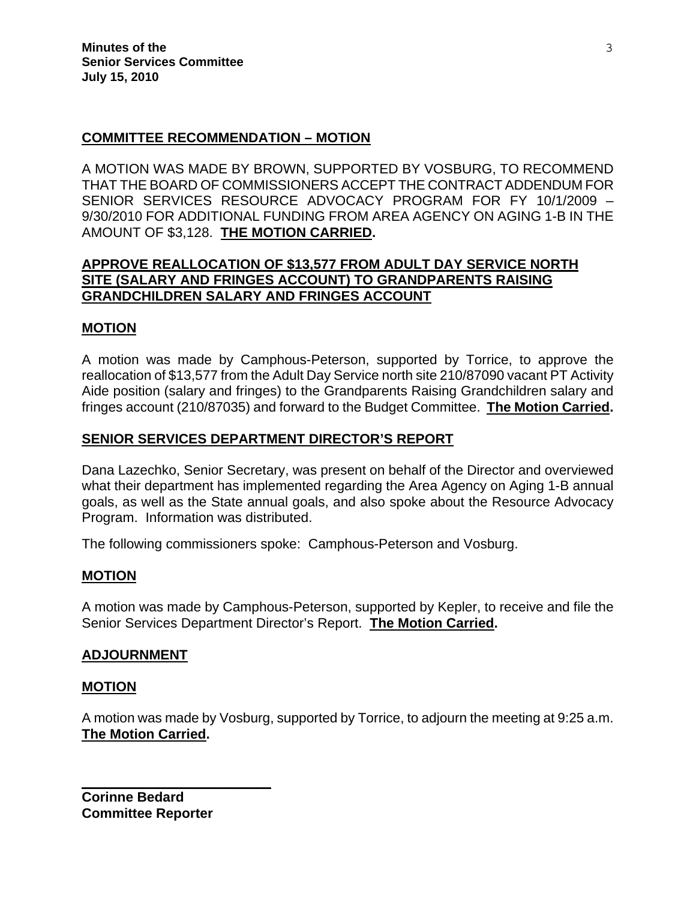## COMMITTEE RECOMMENDATION – MOTION

A MOTION WAS MADE BY BROWN, SUPPORTED BY VOSBURG, TO RECOMMEND THAT THE BOARD OF COMMISSIONERS ACCEPT THE CONTRACT ADDENDUM FOR SENIOR SERVICES RESOURCE ADVOCACY PROGRAM FOR FY 10/1/2009 – 9/30/2010 FOR ADDITIONAL FUNDING FROM AREA AGENCY ON AGING 1-B IN THE AMOUNT OF $3,128. **THE MOTION CARRIED.**

## APPROVE REALLOCATION OF $13,577 FROM ADULT DAY SERVICE NORTH SITE (SALARY AND FRINGES ACCOUNT) TO GRANDPARENTS RAISING GRANDCHILDREN SALARY AND FRINGES ACCOUNT

## MOTION

A motion was made by Camphous-Peterson, supported by Torrice, to approve the reallocation of $13,577 from the Adult Day Service north site 210/87090 vacant PT Activity Aide position (salary and fringes) to the Grandparents Raising Grandchildren salary and fringes account (210/87035) and forward to the Budget Committee. **The Motion Carried.**

## SENIOR SERVICES DEPARTMENT DIRECTOR'S REPORT

Dana Lazechko, Senior Secretary, was present on behalf of the Director and overviewed what their department has implemented regarding the Area Agency on Aging 1-B annual goals, as well as the State annual goals, and also spoke about the Resource Advocacy Program. Information was distributed.

The following commissioners spoke: Camphous-Peterson and Vosburg.

## MOTION

A motion was made by Camphous-Peterson, supported by Kepler, to receive and file the Senior Services Department Director's Report. **The Motion Carried.**

## ADJOURNMENT

## MOTION

A motion was made by Vosburg, supported by Torrice, to adjourn the meeting at 9:25 a.m. **The Motion Carried.**

\_\_\_\_\_\_\_\_\_\_\_\_\_\_\_\_\_\_\_\_\_\_\_\_\_

**Corinne Bedard**
**Committee Reporter**